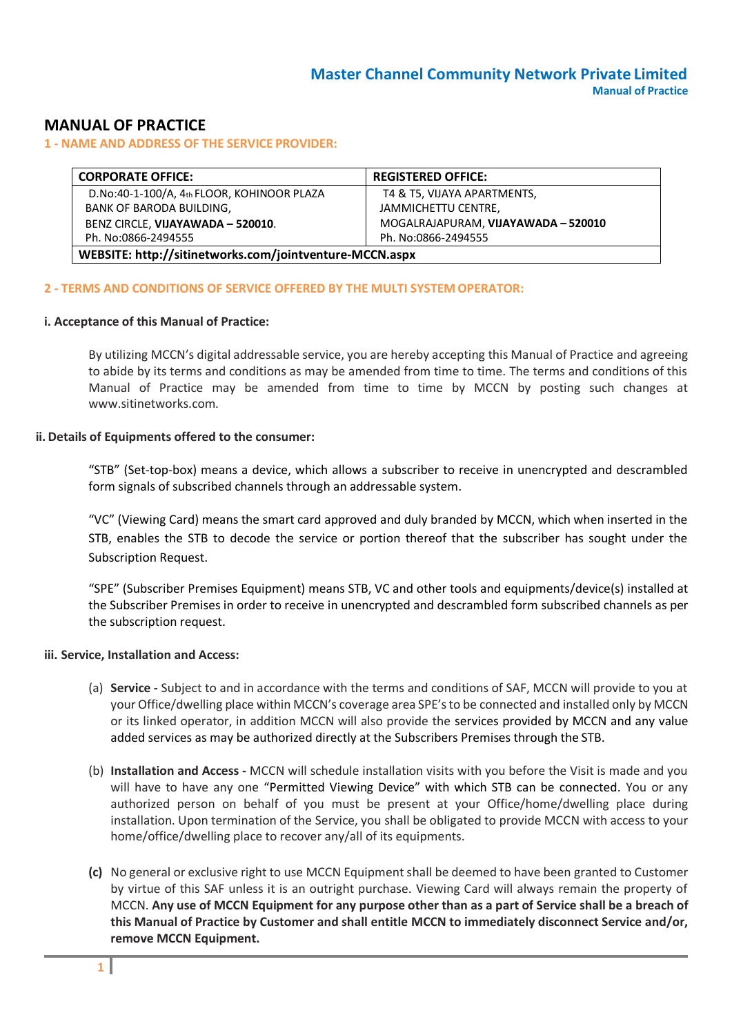# MANUAL OF PRACTICE

## 1 - NAME AND ADDRESS OF THE SERVICE PROVIDER:

| CORPORATE OFFICE: | REGISTERED OFFICE: |
|---|---|
| D.No:40-1-100/A, 4th FLOOR, KOHINOOR PLAZA<br>BANK OF BARODA BUILDING,<br>BENZ CIRCLE, **VIJAYAWADA – 520010**.<br>Ph. No:0866-2494555 | T4 & T5, VIJAYA APARTMENTS,<br>JAMMICHETTU CENTRE,<br>MOGALRAJAPURAM, **VIJAYAWADA – 520010**<br>Ph. No:0866-2494555 |
| **WEBSITE: http://sitinetworks.com/jointventure-MCCN.aspx** | |

## 2 - TERMS AND CONDITIONS OF SERVICE OFFERED BY THE MULTI SYSTEM OPERATOR:

### i. Acceptance of this Manual of Practice:

By utilizing MCCN's digital addressable service, you are hereby accepting this Manual of Practice and agreeing to abide by its terms and conditions as may be amended from time to time. The terms and conditions of this Manual of Practice may be amended from time to time by MCCN by posting such changes at www.sitinetworks.com.

### ii. Details of Equipments offered to the consumer:

"STB" (Set-top-box) means a device, which allows a subscriber to receive in unencrypted and descrambled form signals of subscribed channels through an addressable system.

"VC" (Viewing Card) means the smart card approved and duly branded by MCCN, which when inserted in the STB, enables the STB to decode the service or portion thereof that the subscriber has sought under the Subscription Request.

"SPE" (Subscriber Premises Equipment) means STB, VC and other tools and equipments/device(s) installed at the Subscriber Premises in order to receive in unencrypted and descrambled form subscribed channels as per the subscription request.

### iii. Service, Installation and Access:

(a) **Service -** Subject to and in accordance with the terms and conditions of SAF, MCCN will provide to you at your Office/dwelling place within MCCN's coverage area SPE's to be connected and installed only by MCCN or its linked operator, in addition MCCN will also provide the services provided by MCCN and any value added services as may be authorized directly at the Subscribers Premises through the STB.

(b) **Installation and Access -** MCCN will schedule installation visits with you before the Visit is made and you will have to have any one "Permitted Viewing Device" with which STB can be connected. You or any authorized person on behalf of you must be present at your Office/home/dwelling place during installation. Upon termination of the Service, you shall be obligated to provide MCCN with access to your home/office/dwelling place to recover any/all of its equipments.

**(c)** No general or exclusive right to use MCCN Equipment shall be deemed to have been granted to Customer by virtue of this SAF unless it is an outright purchase. Viewing Card will always remain the property of MCCN. **Any use of MCCN Equipment for any purpose other than as a part of Service shall be a breach of this Manual of Practice by Customer and shall entitle MCCN to immediately disconnect Service and/or, remove MCCN Equipment.**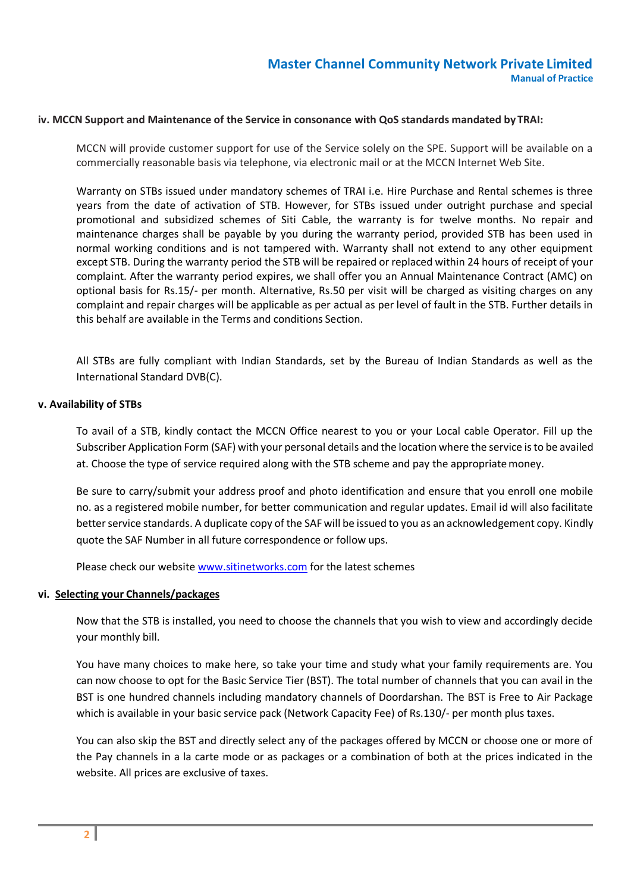#### iv. MCCN Support and Maintenance of the Service in consonance with QoS standards mandated by TRAI:

MCCN will provide customer support for use of the Service solely on the SPE. Support will be available on a commercially reasonable basis via telephone, via electronic mail or at the MCCN Internet Web Site.

Warranty on STBs issued under mandatory schemes of TRAI i.e. Hire Purchase and Rental schemes is three years from the date of activation of STB. However, for STBs issued under outright purchase and special promotional and subsidized schemes of Siti Cable, the warranty is for twelve months. No repair and maintenance charges shall be payable by you during the warranty period, provided STB has been used in normal working conditions and is not tampered with. Warranty shall not extend to any other equipment except STB. During the warranty period the STB will be repaired or replaced within 24 hours of receipt of your complaint. After the warranty period expires, we shall offer you an Annual Maintenance Contract (AMC) on optional basis for Rs.15/- per month. Alternative, Rs.50 per visit will be charged as visiting charges on any complaint and repair charges will be applicable as per actual as per level of fault in the STB. Further details in this behalf are available in the Terms and conditions Section.

All STBs are fully compliant with Indian Standards, set by the Bureau of Indian Standards as well as the International Standard DVB(C).

#### v. Availability of STBs

To avail of a STB, kindly contact the MCCN Office nearest to you or your Local cable Operator. Fill up the Subscriber Application Form (SAF) with your personal details and the location where the service is to be availed at. Choose the type of service required along with the STB scheme and pay the appropriate money.

Be sure to carry/submit your address proof and photo identification and ensure that you enroll one mobile no. as a registered mobile number, for better communication and regular updates. Email id will also facilitate better service standards. A duplicate copy of the SAF will be issued to you as an acknowledgement copy. Kindly quote the SAF Number in all future correspondence or follow ups.

Please check our website [www.sitinetworks.com](http://www.sitinetworks.com) for the latest schemes

#### vi. Selecting your Channels/packages

Now that the STB is installed, you need to choose the channels that you wish to view and accordingly decide your monthly bill.

You have many choices to make here, so take your time and study what your family requirements are. You can now choose to opt for the Basic Service Tier (BST). The total number of channels that you can avail in the BST is one hundred channels including mandatory channels of Doordarshan. The BST is Free to Air Package which is available in your basic service pack (Network Capacity Fee) of Rs.130/- per month plus taxes.

You can also skip the BST and directly select any of the packages offered by MCCN or choose one or more of the Pay channels in a la carte mode or as packages or a combination of both at the prices indicated in the website. All prices are exclusive of taxes.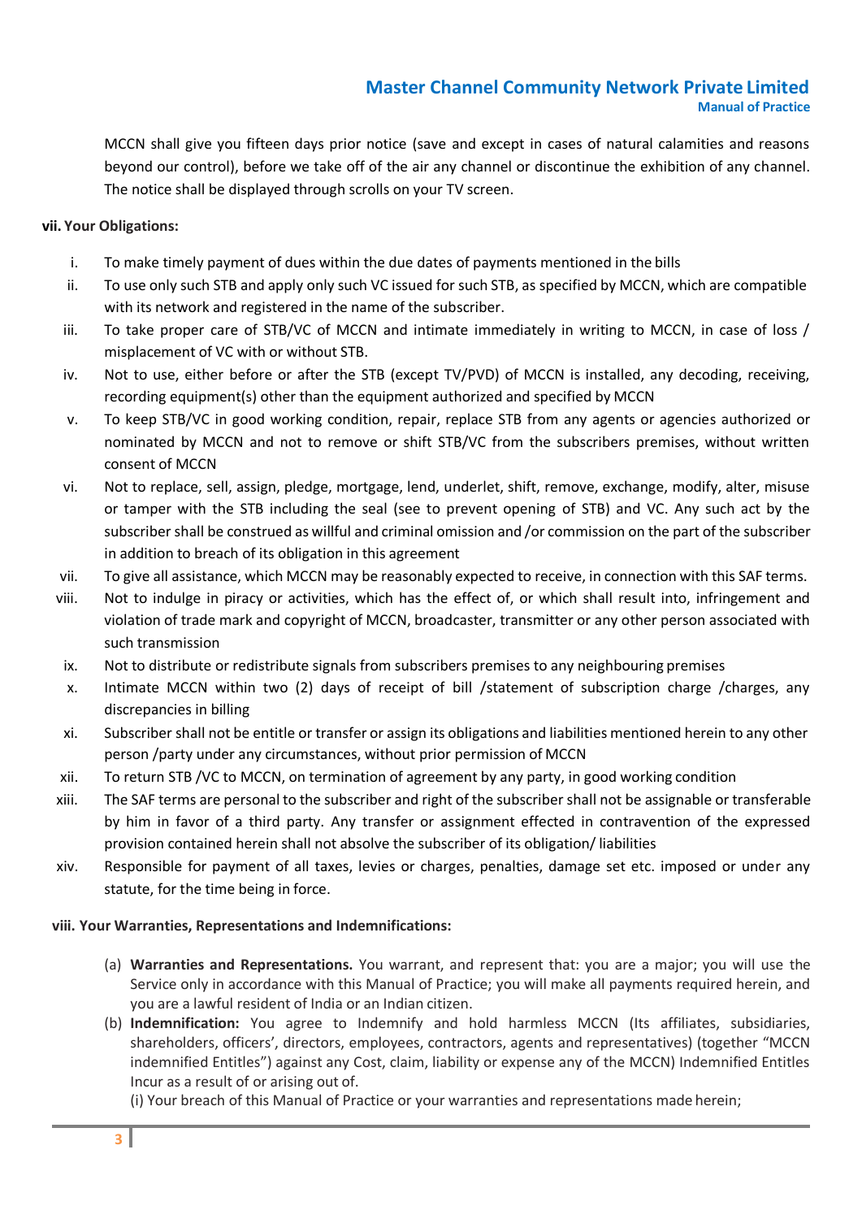MCCN shall give you fifteen days prior notice (save and except in cases of natural calamities and reasons beyond our control), before we take off of the air any channel or discontinue the exhibition of any channel. The notice shall be displayed through scrolls on your TV screen.

**vii. Your Obligations:**

i. To make timely payment of dues within the due dates of payments mentioned in the bills

ii. To use only such STB and apply only such VC issued for such STB, as specified by MCCN, which are compatible with its network and registered in the name of the subscriber.

iii. To take proper care of STB/VC of MCCN and intimate immediately in writing to MCCN, in case of loss / misplacement of VC with or without STB.

iv. Not to use, either before or after the STB (except TV/PVD) of MCCN is installed, any decoding, receiving, recording equipment(s) other than the equipment authorized and specified by MCCN

v. To keep STB/VC in good working condition, repair, replace STB from any agents or agencies authorized or nominated by MCCN and not to remove or shift STB/VC from the subscribers premises, without written consent of MCCN

vi. Not to replace, sell, assign, pledge, mortgage, lend, underlet, shift, remove, exchange, modify, alter, misuse or tamper with the STB including the seal (see to prevent opening of STB) and VC. Any such act by the subscriber shall be construed as willful and criminal omission and /or commission on the part of the subscriber in addition to breach of its obligation in this agreement

vii. To give all assistance, which MCCN may be reasonably expected to receive, in connection with this SAF terms.

viii. Not to indulge in piracy or activities, which has the effect of, or which shall result into, infringement and violation of trade mark and copyright of MCCN, broadcaster, transmitter or any other person associated with such transmission

ix. Not to distribute or redistribute signals from subscribers premises to any neighbouring premises

x. Intimate MCCN within two (2) days of receipt of bill /statement of subscription charge /charges, any discrepancies in billing

xi. Subscriber shall not be entitle or transfer or assign its obligations and liabilities mentioned herein to any other person /party under any circumstances, without prior permission of MCCN

xii. To return STB /VC to MCCN, on termination of agreement by any party, in good working condition

xiii. The SAF terms are personal to the subscriber and right of the subscriber shall not be assignable or transferable by him in favor of a third party. Any transfer or assignment effected in contravention of the expressed provision contained herein shall not absolve the subscriber of its obligation/ liabilities

xiv. Responsible for payment of all taxes, levies or charges, penalties, damage set etc. imposed or under any statute, for the time being in force.

**viii. Your Warranties, Representations and Indemnifications:**

(a) **Warranties and Representations.** You warrant, and represent that: you are a major; you will use the Service only in accordance with this Manual of Practice; you will make all payments required herein, and you are a lawful resident of India or an Indian citizen.

(b) **Indemnification:** You agree to Indemnify and hold harmless MCCN (Its affiliates, subsidiaries, shareholders, officers', directors, employees, contractors, agents and representatives) (together "MCCN indemnified Entitles") against any Cost, claim, liability or expense any of the MCCN) Indemnified Entitles Incur as a result of or arising out of.

(i) Your breach of this Manual of Practice or your warranties and representations made herein;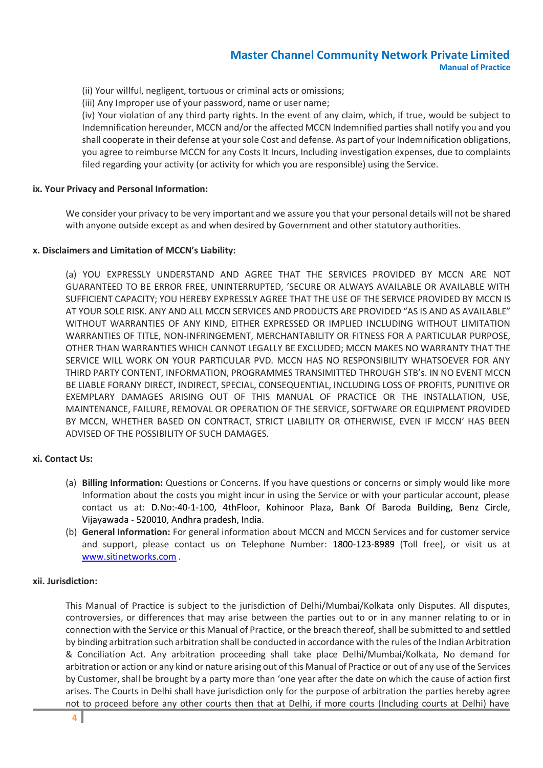(ii) Your willful, negligent, tortuous or criminal acts or omissions;
(iii) Any Improper use of your password, name or user name;
(iv) Your violation of any third party rights. In the event of any claim, which, if true, would be subject to Indemnification hereunder, MCCN and/or the affected MCCN Indemnified parties shall notify you and you shall cooperate in their defense at your sole Cost and defense. As part of your Indemnification obligations, you agree to reimburse MCCN for any Costs It Incurs, Including investigation expenses, due to complaints filed regarding your activity (or activity for which you are responsible) using the Service.

**ix. Your Privacy and Personal Information:**

We consider your privacy to be very important and we assure you that your personal details will not be shared with anyone outside except as and when desired by Government and other statutory authorities.

**x. Disclaimers and Limitation of MCCN's Liability:**

(a) YOU EXPRESSLY UNDERSTAND AND AGREE THAT THE SERVICES PROVIDED BY MCCN ARE NOT GUARANTEED TO BE ERROR FREE, UNINTERRUPTED, 'SECURE OR ALWAYS AVAILABLE OR AVAILABLE WITH SUFFICIENT CAPACITY; YOU HEREBY EXPRESSLY AGREE THAT THE USE OF THE SERVICE PROVIDED BY MCCN IS AT YOUR SOLE RISK. ANY AND ALL MCCN SERVICES AND PRODUCTS ARE PROVIDED "AS IS AND AS AVAILABLE" WITHOUT WARRANTIES OF ANY KIND, EITHER EXPRESSED OR IMPLIED INCLUDING WITHOUT LIMITATION WARRANTIES OF TITLE, NON-INFRINGEMENT, MERCHANTABILITY OR FITNESS FOR A PARTICULAR PURPOSE, OTHER THAN WARRANTIES WHICH CANNOT LEGALLY BE EXCLUDED; MCCN MAKES NO WARRANTY THAT THE SERVICE WILL WORK ON YOUR PARTICULAR PVD. MCCN HAS NO RESPONSIBILITY WHATSOEVER FOR ANY THIRD PARTY CONTENT, INFORMATION, PROGRAMMES TRANSIMITTED THROUGH STB's. IN NO EVENT MCCN BE LIABLE FORANY DIRECT, INDIRECT, SPECIAL, CONSEQUENTIAL, INCLUDING LOSS OF PROFITS, PUNITIVE OR EXEMPLARY DAMAGES ARISING OUT OF THIS MANUAL OF PRACTICE OR THE INSTALLATION, USE, MAINTENANCE, FAILURE, REMOVAL OR OPERATION OF THE SERVICE, SOFTWARE OR EQUIPMENT PROVIDED BY MCCN, WHETHER BASED ON CONTRACT, STRICT LIABILITY OR OTHERWISE, EVEN IF MCCN' HAS BEEN ADVISED OF THE POSSIBILITY OF SUCH DAMAGES.

**xi. Contact Us:**

(a) **Billing Information:** Questions or Concerns. If you have questions or concerns or simply would like more Information about the costs you might incur in using the Service or with your particular account, please contact us at: D.No:-40-1-100, 4thFloor, Kohinoor Plaza, Bank Of Baroda Building, Benz Circle, Vijayawada - 520010, Andhra pradesh, India.
(b) **General Information:** For general information about MCCN and MCCN Services and for customer service and support, please contact us on Telephone Number: 1800-123-8989 (Toll free), or visit us at [www.sitinetworks.com](http://www.sitinetworks.com) .

**xii. Jurisdiction:**

This Manual of Practice is subject to the jurisdiction of Delhi/Mumbai/Kolkata only Disputes. All disputes, controversies, or differences that may arise between the parties out to or in any manner relating to or in connection with the Service or this Manual of Practice, or the breach thereof, shall be submitted to and settled by binding arbitration such arbitration shall be conducted in accordance with the rules of the Indian Arbitration & Conciliation Act. Any arbitration proceeding shall take place Delhi/Mumbai/Kolkata, No demand for arbitration or action or any kind or nature arising out of this Manual of Practice or out of any use of the Services by Customer, shall be brought by a party more than 'one year after the date on which the cause of action first arises. The Courts in Delhi shall have jurisdiction only for the purpose of arbitration the parties hereby agree not to proceed before any other courts then that at Delhi, if more courts (Including courts at Delhi) have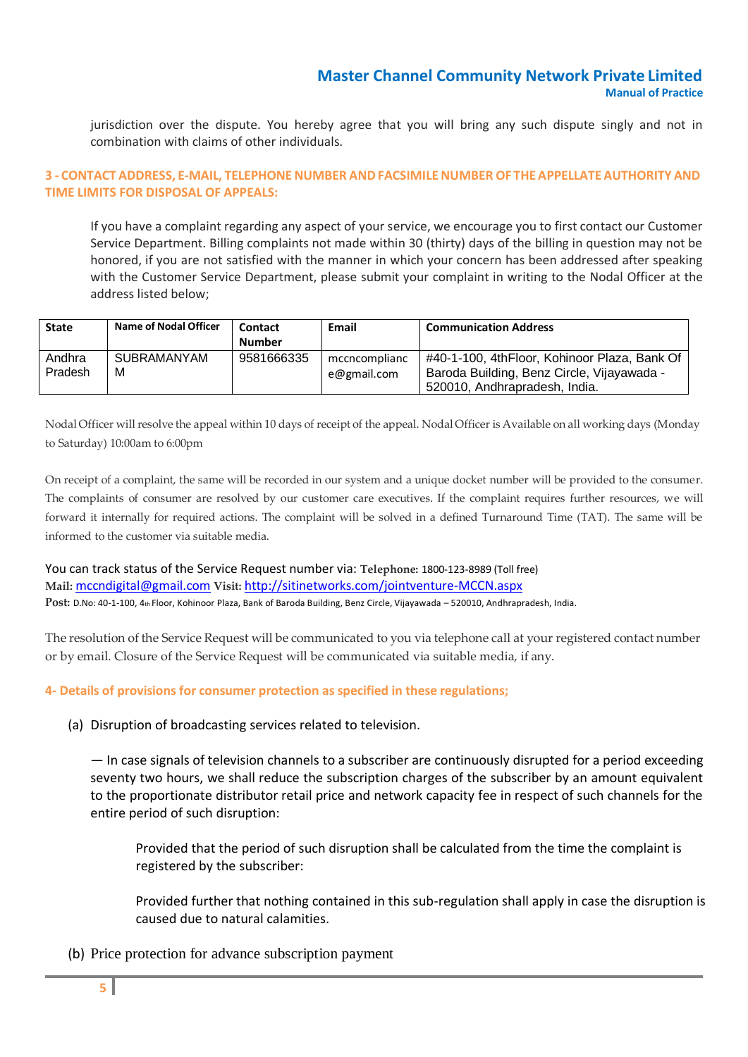jurisdiction over the dispute. You hereby agree that you will bring any such dispute singly and not in combination with claims of other individuals.

### 3 - CONTACT ADDRESS, E-MAIL, TELEPHONE NUMBER AND FACSIMILE NUMBER OF THE APPELLATE AUTHORITY AND TIME LIMITS FOR DISPOSAL OF APPEALS:

If you have a complaint regarding any aspect of your service, we encourage you to first contact our Customer Service Department. Billing complaints not made within 30 (thirty) days of the billing in question may not be honored, if you are not satisfied with the manner in which your concern has been addressed after speaking with the Customer Service Department, please submit your complaint in writing to the Nodal Officer at the address listed below;

| State | Name of Nodal Officer | Contact Number | Email | Communication Address |
|---|---|---|---|---|
| Andhra Pradesh | SUBRAMANYAM M | 9581666335 | mccncompliance@gmail.com | #40-1-100, 4thFloor, Kohinoor Plaza, Bank Of Baroda Building, Benz Circle, Vijayawada - 520010, Andhrapradesh, India. |

Nodal Officer will resolve the appeal within 10 days of receipt of the appeal. Nodal Officer is Available on all working days (Monday to Saturday) 10:00am to 6:00pm

On receipt of a complaint, the same will be recorded in our system and a unique docket number will be provided to the consumer. The complaints of consumer are resolved by our customer care executives. If the complaint requires further resources, we will forward it internally for required actions. The complaint will be solved in a defined Turnaround Time (TAT). The same will be informed to the customer via suitable media.

You can track status of the Service Request number via: **Telephone:** 1800-123-8989 (Toll free)
**Mail:** mccndigital@gmail.com **Visit:** http://sitinetworks.com/jointventure-MCCN.aspx
**Post:** D.No: 40-1-100, 4th Floor, Kohinoor Plaza, Bank of Baroda Building, Benz Circle, Vijayawada – 520010, Andhrapradesh, India.

The resolution of the Service Request will be communicated to you via telephone call at your registered contact number or by email. Closure of the Service Request will be communicated via suitable media, if any.

### 4- Details of provisions for consumer protection as specified in these regulations;

(a) Disruption of broadcasting services related to television.

— In case signals of television channels to a subscriber are continuously disrupted for a period exceeding seventy two hours, we shall reduce the subscription charges of the subscriber by an amount equivalent to the proportionate distributor retail price and network capacity fee in respect of such channels for the entire period of such disruption:

Provided that the period of such disruption shall be calculated from the time the complaint is registered by the subscriber:

Provided further that nothing contained in this sub-regulation shall apply in case the disruption is caused due to natural calamities.

(b) Price protection for advance subscription payment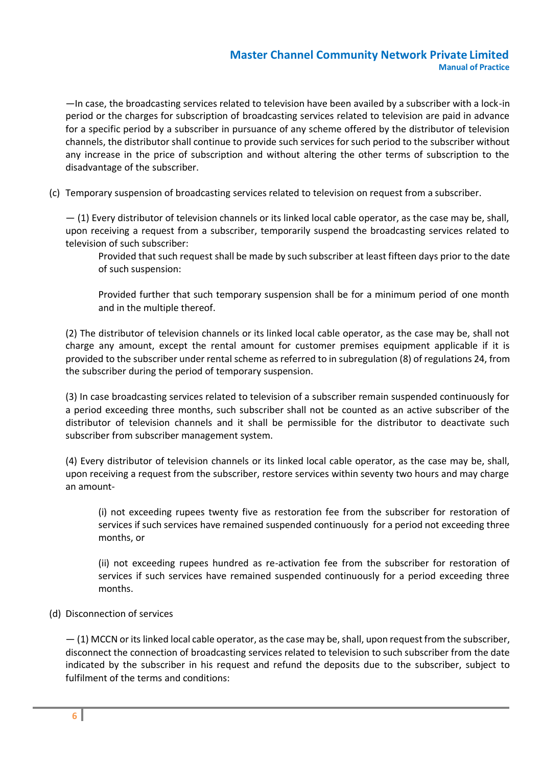—In case, the broadcasting services related to television have been availed by a subscriber with a lock-in period or the charges for subscription of broadcasting services related to television are paid in advance for a specific period by a subscriber in pursuance of any scheme offered by the distributor of television channels, the distributor shall continue to provide such services for such period to the subscriber without any increase in the price of subscription and without altering the other terms of subscription to the disadvantage of the subscriber.

(c) Temporary suspension of broadcasting services related to television on request from a subscriber.

— (1) Every distributor of television channels or its linked local cable operator, as the case may be, shall, upon receiving a request from a subscriber, temporarily suspend the broadcasting services related to television of such subscriber:

> Provided that such request shall be made by such subscriber at least fifteen days prior to the date of such suspension:
>
> Provided further that such temporary suspension shall be for a minimum period of one month and in the multiple thereof.

(2) The distributor of television channels or its linked local cable operator, as the case may be, shall not charge any amount, except the rental amount for customer premises equipment applicable if it is provided to the subscriber under rental scheme as referred to in subregulation (8) of regulations 24, from the subscriber during the period of temporary suspension.

(3) In case broadcasting services related to television of a subscriber remain suspended continuously for a period exceeding three months, such subscriber shall not be counted as an active subscriber of the distributor of television channels and it shall be permissible for the distributor to deactivate such subscriber from subscriber management system.

(4) Every distributor of television channels or its linked local cable operator, as the case may be, shall, upon receiving a request from the subscriber, restore services within seventy two hours and may charge an amount-

> (i) not exceeding rupees twenty five as restoration fee from the subscriber for restoration of services if such services have remained suspended continuously for a period not exceeding three months, or
>
> (ii) not exceeding rupees hundred as re-activation fee from the subscriber for restoration of services if such services have remained suspended continuously for a period exceeding three months.

(d) Disconnection of services

— (1) MCCN or its linked local cable operator, as the case may be, shall, upon request from the subscriber, disconnect the connection of broadcasting services related to television to such subscriber from the date indicated by the subscriber in his request and refund the deposits due to the subscriber, subject to fulfilment of the terms and conditions: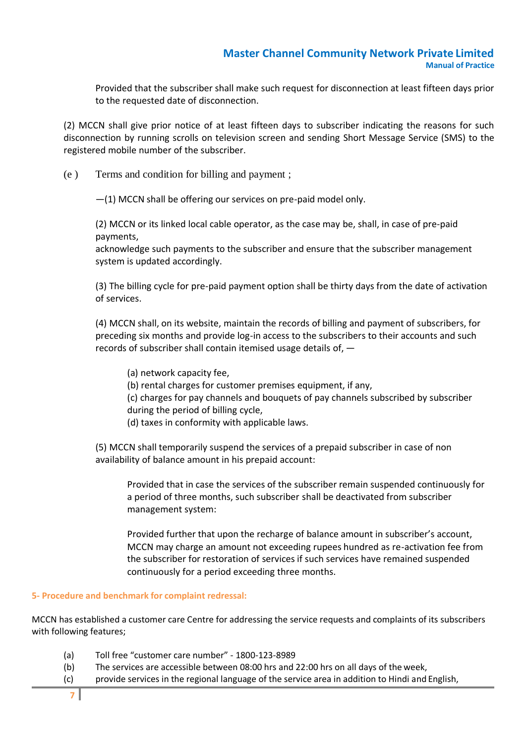Provided that the subscriber shall make such request for disconnection at least fifteen days prior to the requested date of disconnection.

(2) MCCN shall give prior notice of at least fifteen days to subscriber indicating the reasons for such disconnection by running scrolls on television screen and sending Short Message Service (SMS) to the registered mobile number of the subscriber.

(e ) Terms and condition for billing and payment ;

—(1) MCCN shall be offering our services on pre-paid model only.

(2) MCCN or its linked local cable operator, as the case may be, shall, in case of pre-paid payments,
acknowledge such payments to the subscriber and ensure that the subscriber management system is updated accordingly.

(3) The billing cycle for pre-paid payment option shall be thirty days from the date of activation of services.

(4) MCCN shall, on its website, maintain the records of billing and payment of subscribers, for preceding six months and provide log-in access to the subscribers to their accounts and such records of subscriber shall contain itemised usage details of, —

(a) network capacity fee,
(b) rental charges for customer premises equipment, if any,
(c) charges for pay channels and bouquets of pay channels subscribed by subscriber during the period of billing cycle,
(d) taxes in conformity with applicable laws.

(5) MCCN shall temporarily suspend the services of a prepaid subscriber in case of non availability of balance amount in his prepaid account:

Provided that in case the services of the subscriber remain suspended continuously for a period of three months, such subscriber shall be deactivated from subscriber management system:

Provided further that upon the recharge of balance amount in subscriber's account, MCCN may charge an amount not exceeding rupees hundred as re-activation fee from the subscriber for restoration of services if such services have remained suspended continuously for a period exceeding three months.

**5- Procedure and benchmark for complaint redressal:**

MCCN has established a customer care Centre for addressing the service requests and complaints of its subscribers with following features;

(a) Toll free "customer care number" - 1800-123-8989
(b) The services are accessible between 08:00 hrs and 22:00 hrs on all days of the week,
(c) provide services in the regional language of the service area in addition to Hindi and English,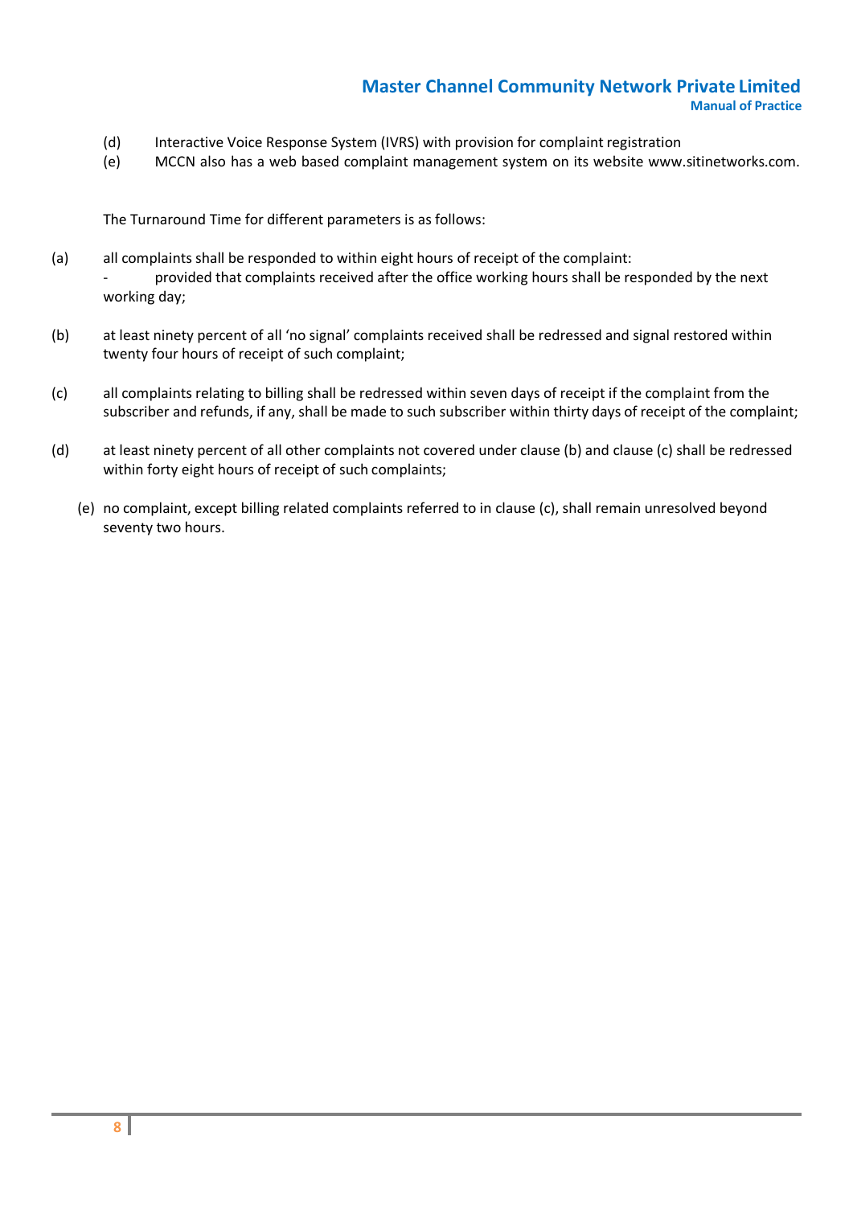(d) Interactive Voice Response System (IVRS) with provision for complaint registration

(e) MCCN also has a web based complaint management system on its website www.sitinetworks.com.

The Turnaround Time for different parameters is as follows:

(a) all complaints shall be responded to within eight hours of receipt of the complaint:
  - provided that complaints received after the office working hours shall be responded by the next working day;

(b) at least ninety percent of all 'no signal' complaints received shall be redressed and signal restored within twenty four hours of receipt of such complaint;

(c) all complaints relating to billing shall be redressed within seven days of receipt if the complaint from the subscriber and refunds, if any, shall be made to such subscriber within thirty days of receipt of the complaint;

(d) at least ninety percent of all other complaints not covered under clause (b) and clause (c) shall be redressed within forty eight hours of receipt of such complaints;

(e) no complaint, except billing related complaints referred to in clause (c), shall remain unresolved beyond seventy two hours.